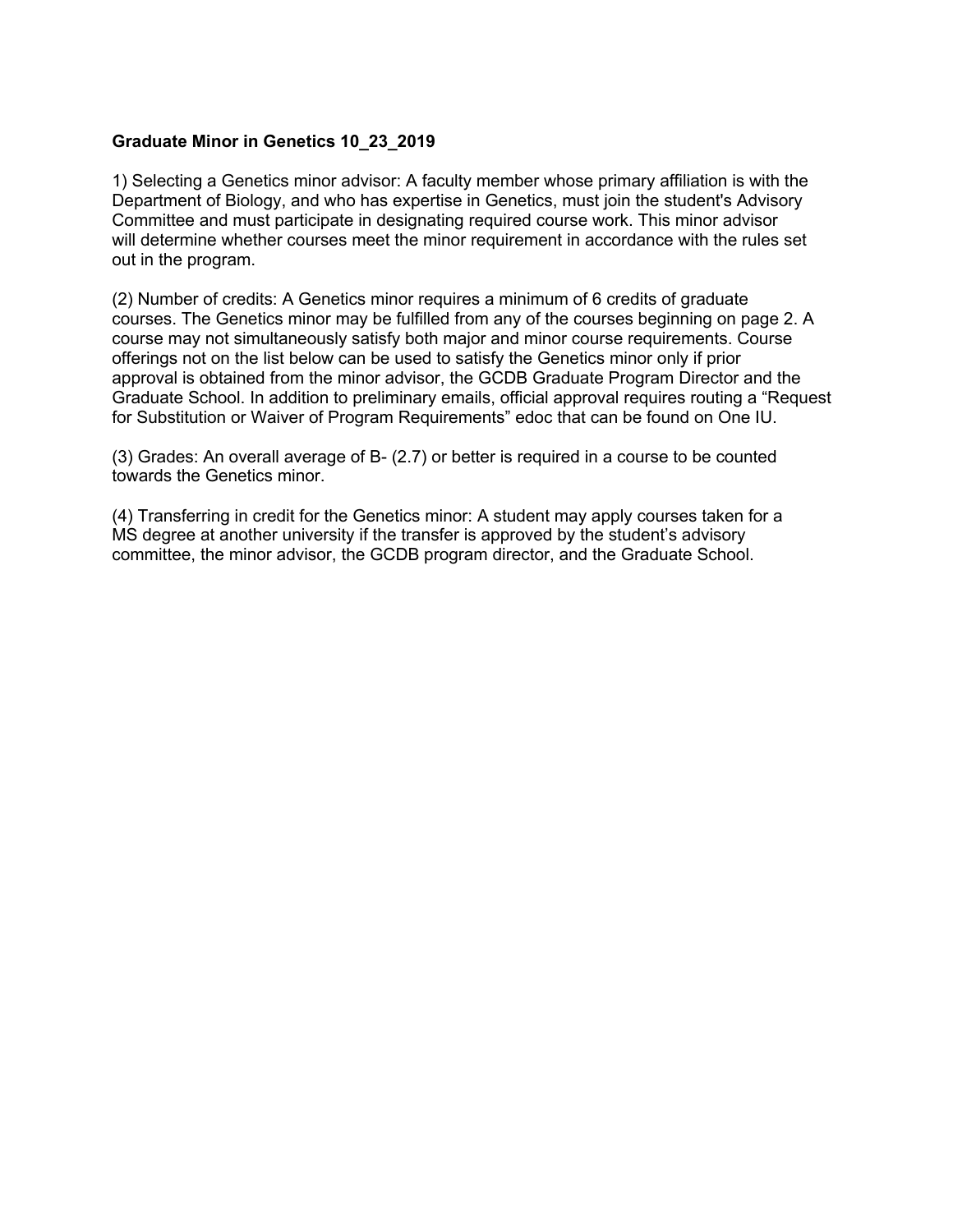**Graduate Minor in Genetics 10_23_2019**

1) Selecting a Genetics minor advisor: A faculty member whose primary affiliation is with the Department of Biology, and who has expertise in Genetics, must join the student's Advisory Committee and must participate in designating required course work. This minor advisor will determine whether courses meet the minor requirement in accordance with the rules set out in the program.

(2) Number of credits: A Genetics minor requires a minimum of 6 credits of graduate courses. The Genetics minor may be fulfilled from any of the courses beginning on page 2. A course may not simultaneously satisfy both major and minor course requirements. Course offerings not on the list below can be used to satisfy the Genetics minor only if prior approval is obtained from the minor advisor, the GCDB Graduate Program Director and the Graduate School. In addition to preliminary emails, official approval requires routing a "Request for Substitution or Waiver of Program Requirements" edoc that can be found on One IU.

(3) Grades: An overall average of B- (2.7) or better is required in a course to be counted towards the Genetics minor.

(4) Transferring in credit for the Genetics minor: A student may apply courses taken for a MS degree at another university if the transfer is approved by the student's advisory committee, the minor advisor, the GCDB program director, and the Graduate School.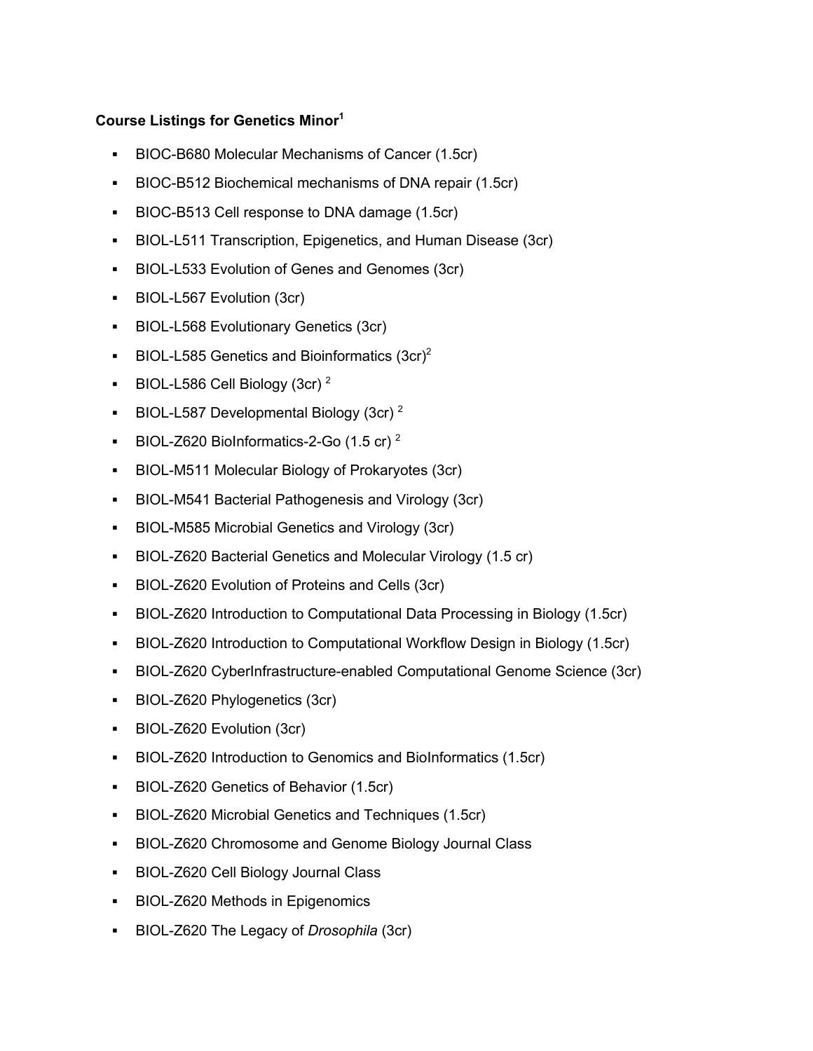**Course Listings for Genetics Minor[1]**

- BIOC-B680 Molecular Mechanisms of Cancer (1.5cr)
- BIOC-B512 Biochemical mechanisms of DNA repair (1.5cr)
- BIOC-B513 Cell response to DNA damage (1.5cr)
- BIOL-L511 Transcription, Epigenetics, and Human Disease (3cr)
- BIOL-L533 Evolution of Genes and Genomes (3cr)
- BIOL-L567 Evolution (3cr)
- BIOL-L568 Evolutionary Genetics (3cr)
- BIOL-L585 Genetics and Bioinformatics (3cr)[2]
- BIOL-L586 Cell Biology (3cr) [2]
- BIOL-L587 Developmental Biology (3cr) [2]
- BIOL-Z620 BioInformatics-2-Go (1.5 cr) [2]
- BIOL-M511 Molecular Biology of Prokaryotes (3cr)
- BIOL-M541 Bacterial Pathogenesis and Virology (3cr)
- BIOL-M585 Microbial Genetics and Virology (3cr)
- BIOL-Z620 Bacterial Genetics and Molecular Virology (1.5 cr)
- BIOL-Z620 Evolution of Proteins and Cells (3cr)
- BIOL-Z620 Introduction to Computational Data Processing in Biology (1.5cr)
- BIOL-Z620 Introduction to Computational Workflow Design in Biology (1.5cr)
- BIOL-Z620 CyberInfrastructure-enabled Computational Genome Science (3cr)
- BIOL-Z620 Phylogenetics (3cr)
- BIOL-Z620 Evolution (3cr)
- BIOL-Z620 Introduction to Genomics and BioInformatics (1.5cr)
- BIOL-Z620 Genetics of Behavior (1.5cr)
- BIOL-Z620 Microbial Genetics and Techniques (1.5cr)
- BIOL-Z620 Chromosome and Genome Biology Journal Class
- BIOL-Z620 Cell Biology Journal Class
- BIOL-Z620 Methods in Epigenomics
- BIOL-Z620 The Legacy of *Drosophila* (3cr)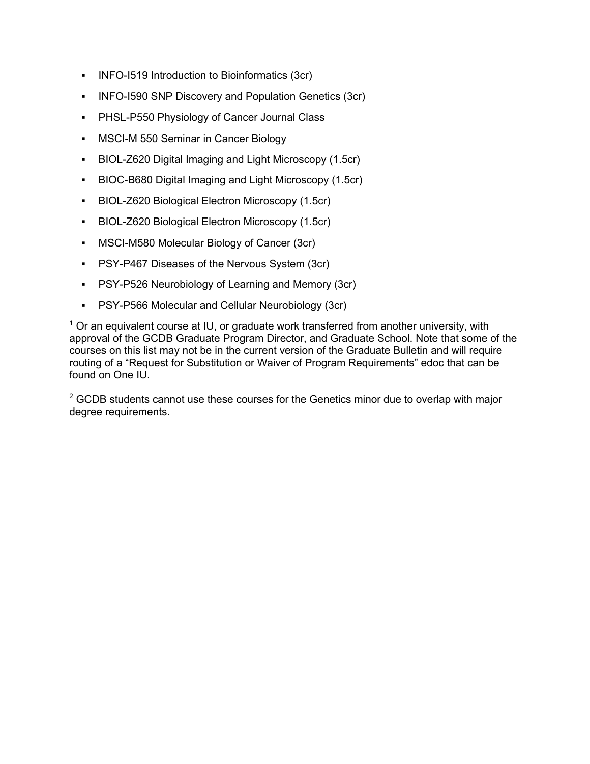- INFO-I519 Introduction to Bioinformatics (3cr)
- INFO-I590 SNP Discovery and Population Genetics (3cr)
- PHSL-P550 Physiology of Cancer Journal Class
- MSCI-M 550 Seminar in Cancer Biology
- BIOL-Z620 Digital Imaging and Light Microscopy (1.5cr)
- BIOC-B680 Digital Imaging and Light Microscopy (1.5cr)
- BIOL-Z620 Biological Electron Microscopy (1.5cr)
- BIOL-Z620 Biological Electron Microscopy (1.5cr)
- MSCI-M580 Molecular Biology of Cancer (3cr)
- PSY-P467 Diseases of the Nervous System (3cr)
- PSY-P526 Neurobiology of Learning and Memory (3cr)
- PSY-P566 Molecular and Cellular Neurobiology (3cr)

[1] Or an equivalent course at IU, or graduate work transferred from another university, with approval of the GCDB Graduate Program Director, and Graduate School. Note that some of the courses on this list may not be in the current version of the Graduate Bulletin and will require routing of a “Request for Substitution or Waiver of Program Requirements” edoc that can be found on One IU.

[2] GCDB students cannot use these courses for the Genetics minor due to overlap with major degree requirements.